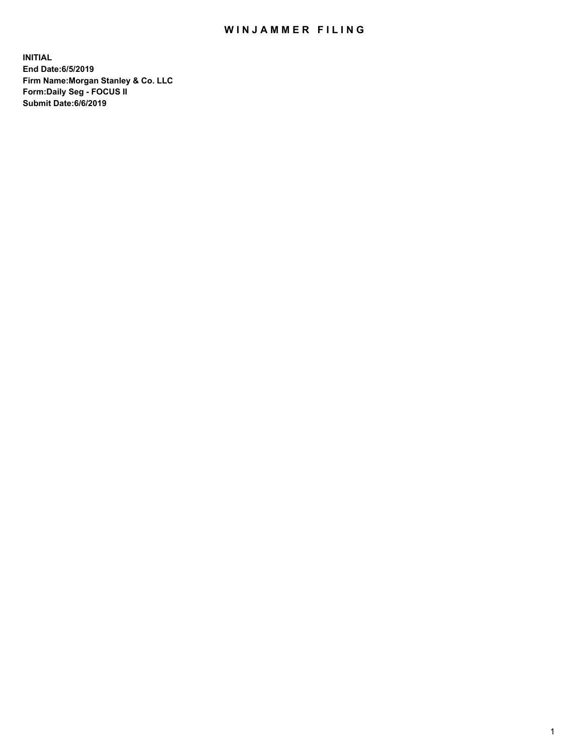# WINJAMMER FILING

**INITIAL**
**End Date:6/5/2019**
**Firm Name:Morgan Stanley & Co. LLC**
**Form:Daily Seg - FOCUS II**
**Submit Date:6/6/2019**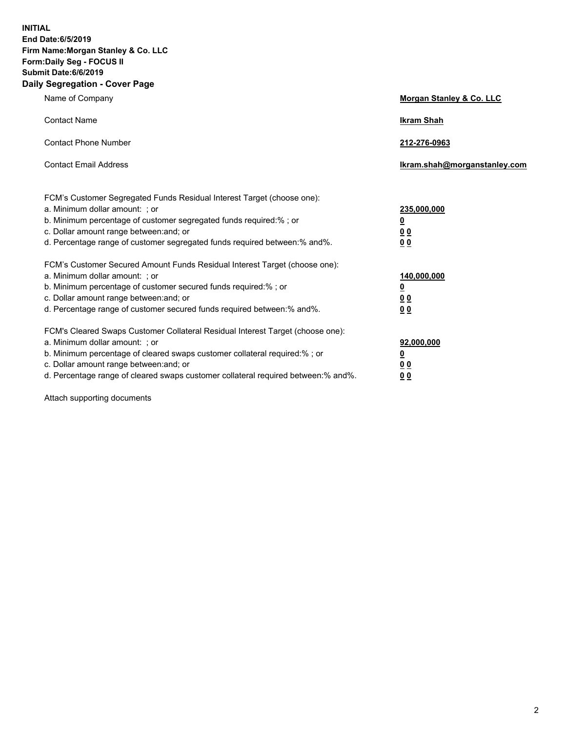**INITIAL**
**End Date:6/5/2019**
**Firm Name:Morgan Stanley & Co. LLC**
**Form:Daily Seg - FOCUS II**
**Submit Date:6/6/2019**
**Daily Segregation - Cover Page**

| | |
|---|---|
| Name of Company | **Morgan Stanley & Co. LLC** |
| Contact Name | **Ikram Shah** |
| Contact Phone Number | **212-276-0963** |
| Contact Email Address | **Ikram.shah@morganstanley.com** |

| | |
|---|---|
| FCM's Customer Segregated Funds Residual Interest Target (choose one): | |
| a. Minimum dollar amount: ; or | **235,000,000** |
| b. Minimum percentage of customer segregated funds required:% ; or | **0** |
| c. Dollar amount range between:and; or | **0 0** |
| d. Percentage range of customer segregated funds required between:% and%. | **0 0** |
| FCM's Customer Secured Amount Funds Residual Interest Target (choose one): | |
| a. Minimum dollar amount: ; or | **140,000,000** |
| b. Minimum percentage of customer secured funds required:% ; or | **0** |
| c. Dollar amount range between:and; or | **0 0** |
| d. Percentage range of customer secured funds required between:% and%. | **0 0** |
| FCM's Cleared Swaps Customer Collateral Residual Interest Target (choose one): | |
| a. Minimum dollar amount: ; or | **92,000,000** |
| b. Minimum percentage of cleared swaps customer collateral required:% ; or | **0** |
| c. Dollar amount range between:and; or | **0 0** |
| d. Percentage range of cleared swaps customer collateral required between:% and%. | **0 0** |

Attach supporting documents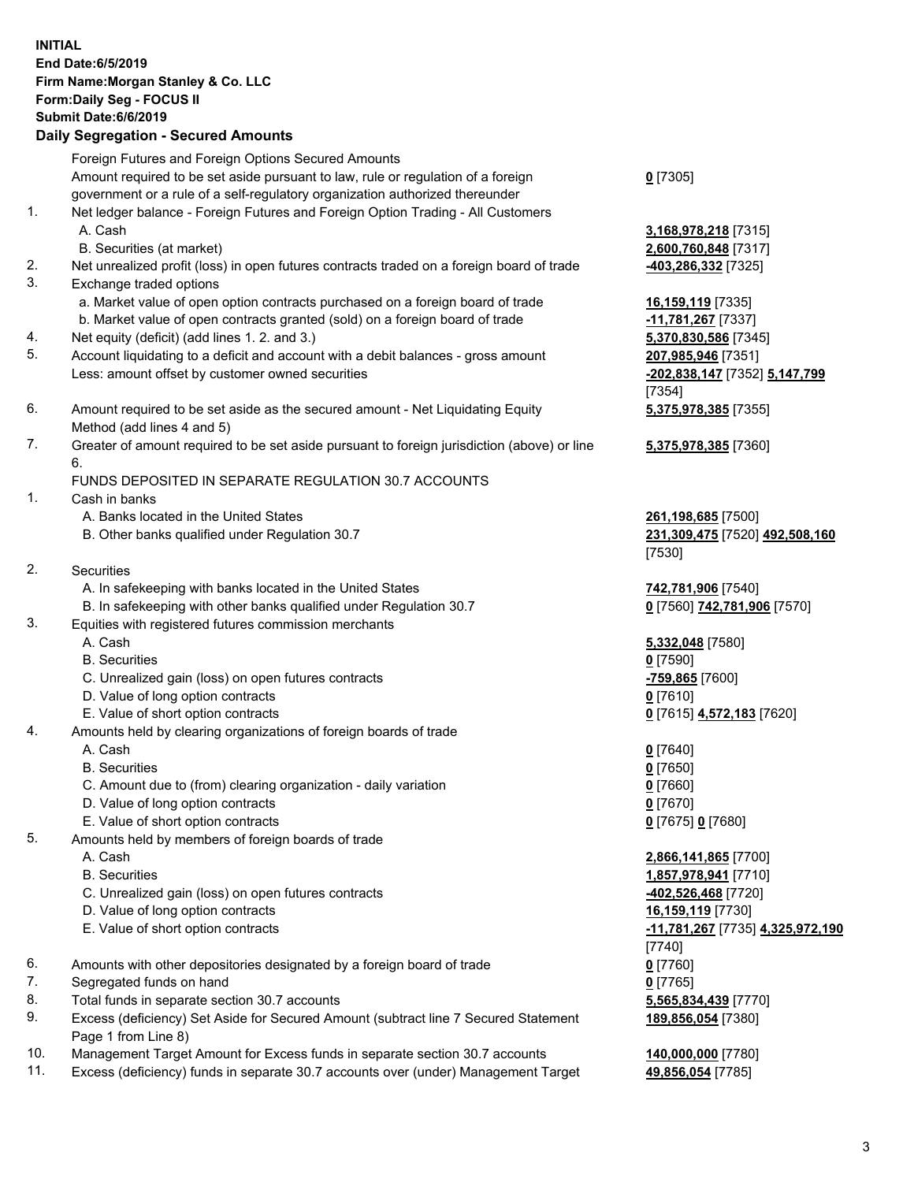**INITIAL**
**End Date:6/5/2019**
**Firm Name:Morgan Stanley & Co. LLC**
**Form:Daily Seg - FOCUS II**
**Submit Date:6/6/2019**

**Daily Segregation - Secured Amounts**

| | | |
|---|---|---|
| | Foreign Futures and Foreign Options Secured Amounts | |
| | Amount required to be set aside pursuant to law, rule or regulation of a foreign government or a rule of a self-regulatory organization authorized thereunder | **0** [7305] |
| 1. | Net ledger balance - Foreign Futures and Foreign Option Trading - All Customers | |
| | A. Cash | **3,168,978,218** [7315] |
| | B. Securities (at market) | **2,600,760,848** [7317] |
| 2. | Net unrealized profit (loss) in open futures contracts traded on a foreign board of trade | **-403,286,332** [7325] |
| 3. | Exchange traded options | |
| | a. Market value of open option contracts purchased on a foreign board of trade | **16,159,119** [7335] |
| | b. Market value of open contracts granted (sold) on a foreign board of trade | **-11,781,267** [7337] |
| 4. | Net equity (deficit) (add lines 1. 2. and 3.) | **5,370,830,586** [7345] |
| 5. | Account liquidating to a deficit and account with a debit balances - gross amount | **207,985,946** [7351] |
| | Less: amount offset by customer owned securities | **-202,838,147** [7352] **5,147,799** [7354] |
| 6. | Amount required to be set aside as the secured amount - Net Liquidating Equity Method (add lines 4 and 5) | **5,375,978,385** [7355] |
| 7. | Greater of amount required to be set aside pursuant to foreign jurisdiction (above) or line 6. | **5,375,978,385** [7360] |
| | FUNDS DEPOSITED IN SEPARATE REGULATION 30.7 ACCOUNTS | |
| 1. | Cash in banks | |
| | A. Banks located in the United States | **261,198,685** [7500] |
| | B. Other banks qualified under Regulation 30.7 | **231,309,475** [7520] **492,508,160** [7530] |
| 2. | Securities | |
| | A. In safekeeping with banks located in the United States | **742,781,906** [7540] |
| | B. In safekeeping with other banks qualified under Regulation 30.7 | **0** [7560] **742,781,906** [7570] |
| 3. | Equities with registered futures commission merchants | |
| | A. Cash | **5,332,048** [7580] |
| | B. Securities | **0** [7590] |
| | C. Unrealized gain (loss) on open futures contracts | **-759,865** [7600] |
| | D. Value of long option contracts | **0** [7610] |
| | E. Value of short option contracts | **0** [7615] **4,572,183** [7620] |
| 4. | Amounts held by clearing organizations of foreign boards of trade | |
| | A. Cash | **0** [7640] |
| | B. Securities | **0** [7650] |
| | C. Amount due to (from) clearing organization - daily variation | **0** [7660] |
| | D. Value of long option contracts | **0** [7670] |
| | E. Value of short option contracts | **0** [7675] **0** [7680] |
| 5. | Amounts held by members of foreign boards of trade | |
| | A. Cash | **2,866,141,865** [7700] |
| | B. Securities | **1,857,978,941** [7710] |
| | C. Unrealized gain (loss) on open futures contracts | **-402,526,468** [7720] |
| | D. Value of long option contracts | **16,159,119** [7730] |
| | E. Value of short option contracts | **-11,781,267** [7735] **4,325,972,190** [7740] |
| 6. | Amounts with other depositories designated by a foreign board of trade | **0** [7760] |
| 7. | Segregated funds on hand | **0** [7765] |
| 8. | Total funds in separate section 30.7 accounts | **5,565,834,439** [7770] |
| 9. | Excess (deficiency) Set Aside for Secured Amount (subtract line 7 Secured Statement Page 1 from Line 8) | **189,856,054** [7380] |
| 10. | Management Target Amount for Excess funds in separate section 30.7 accounts | **140,000,000** [7780] |
| 11. | Excess (deficiency) funds in separate 30.7 accounts over (under) Management Target | **49,856,054** [7785] |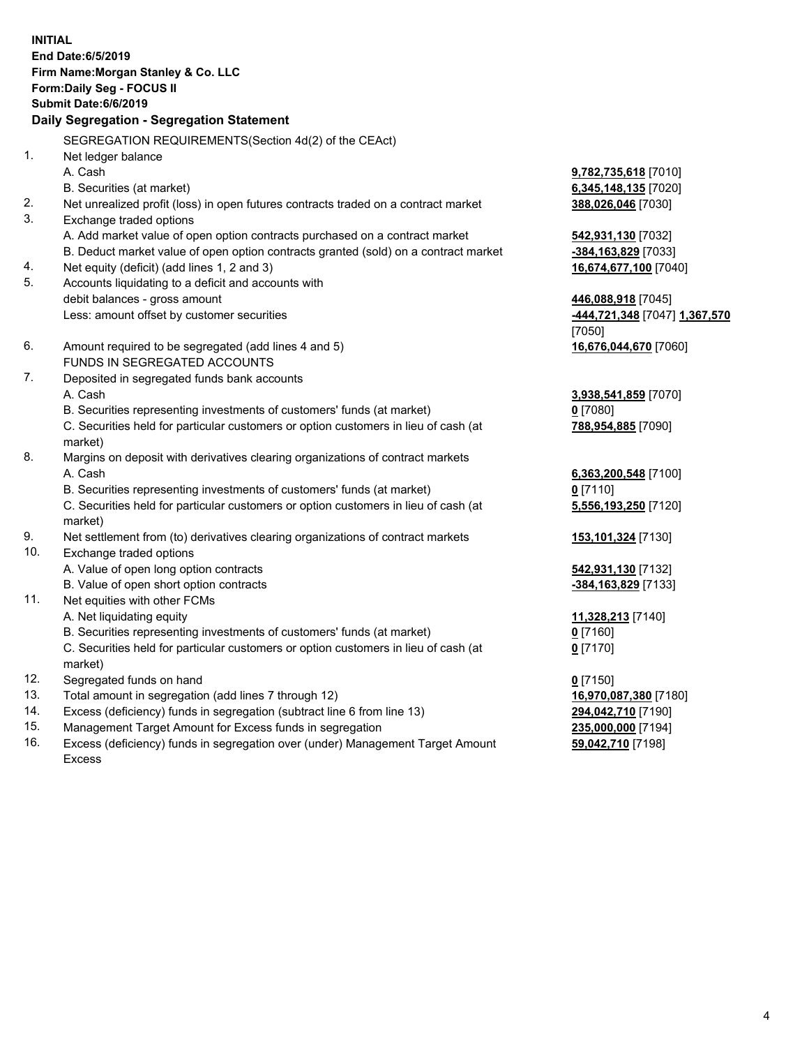**INITIAL**
**End Date:6/5/2019**
**Firm Name:Morgan Stanley & Co. LLC**
**Form:Daily Seg - FOCUS II**
**Submit Date:6/6/2019**

### Daily Segregation - Segregation Statement

SEGREGATION REQUIREMENTS(Section 4d(2) of the CEAct)

| | | |
|---|---|---|
| 1. | Net ledger balance | |
| | A. Cash | **9,782,735,618** [7010] |
| | B. Securities (at market) | **6,345,148,135** [7020] |
| 2. | Net unrealized profit (loss) in open futures contracts traded on a contract market | **388,026,046** [7030] |
| 3. | Exchange traded options | |
| | A. Add market value of open option contracts purchased on a contract market | **542,931,130** [7032] |
| | B. Deduct market value of open option contracts granted (sold) on a contract market | **-384,163,829** [7033] |
| 4. | Net equity (deficit) (add lines 1, 2 and 3) | **16,674,677,100** [7040] |
| 5. | Accounts liquidating to a deficit and accounts with debit balances - gross amount | **446,088,918** [7045] |
| | Less: amount offset by customer securities | **-444,721,348** [7047] **1,367,570** [7050] |
| 6. | Amount required to be segregated (add lines 4 and 5) | **16,676,044,670** [7060] |
| | FUNDS IN SEGREGATED ACCOUNTS | |
| 7. | Deposited in segregated funds bank accounts | |
| | A. Cash | **3,938,541,859** [7070] |
| | B. Securities representing investments of customers' funds (at market) | **0** [7080] |
| | C. Securities held for particular customers or option customers in lieu of cash (at market) | **788,954,885** [7090] |
| 8. | Margins on deposit with derivatives clearing organizations of contract markets | |
| | A. Cash | **6,363,200,548** [7100] |
| | B. Securities representing investments of customers' funds (at market) | **0** [7110] |
| | C. Securities held for particular customers or option customers in lieu of cash (at market) | **5,556,193,250** [7120] |
| 9. | Net settlement from (to) derivatives clearing organizations of contract markets | **153,101,324** [7130] |
| 10. | Exchange traded options | |
| | A. Value of open long option contracts | **542,931,130** [7132] |
| | B. Value of open short option contracts | **-384,163,829** [7133] |
| 11. | Net equities with other FCMs | |
| | A. Net liquidating equity | **11,328,213** [7140] |
| | B. Securities representing investments of customers' funds (at market) | **0** [7160] |
| | C. Securities held for particular customers or option customers in lieu of cash (at market) | **0** [7170] |
| 12. | Segregated funds on hand | **0** [7150] |
| 13. | Total amount in segregation (add lines 7 through 12) | **16,970,087,380** [7180] |
| 14. | Excess (deficiency) funds in segregation (subtract line 6 from line 13) | **294,042,710** [7190] |
| 15. | Management Target Amount for Excess funds in segregation | **235,000,000** [7194] |
| 16. | Excess (deficiency) funds in segregation over (under) Management Target Amount Excess | **59,042,710** [7198] |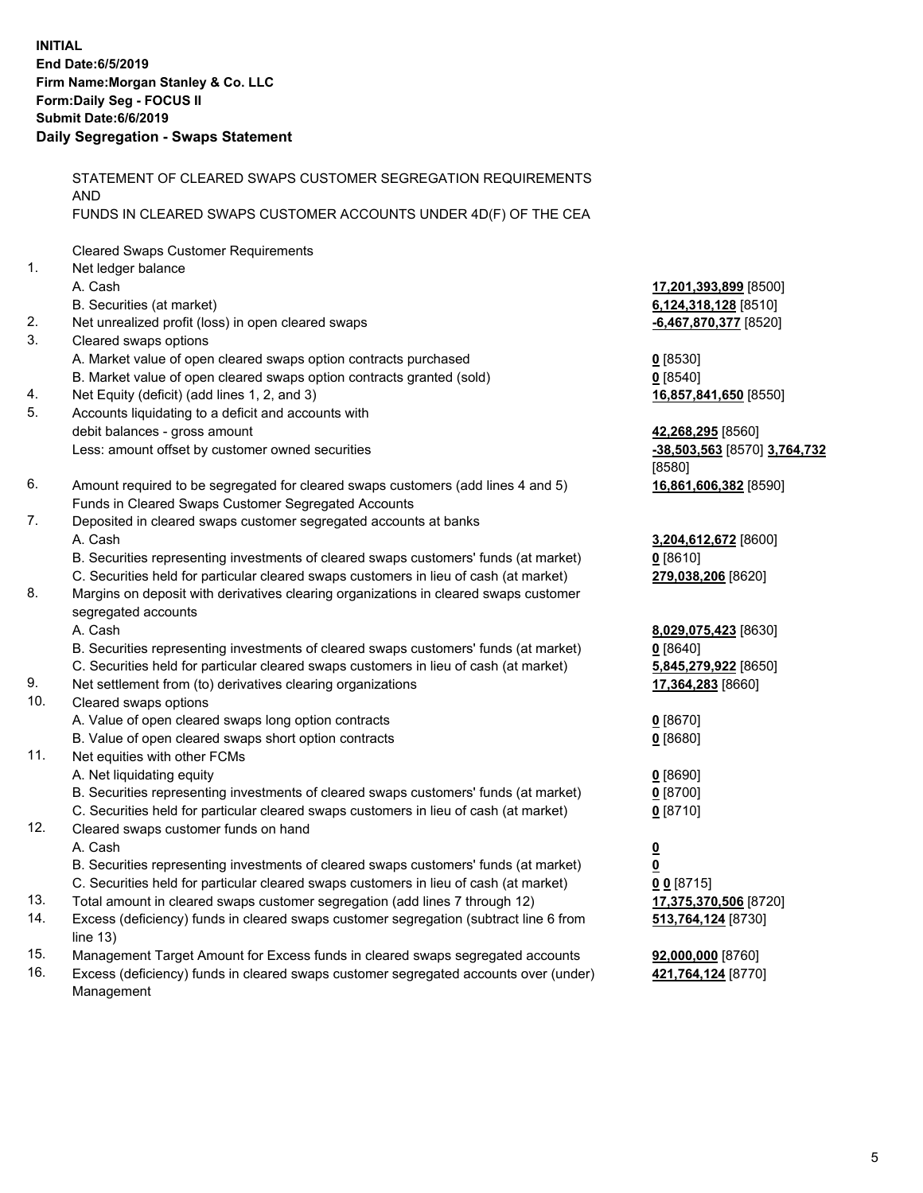**INITIAL**
**End Date:6/5/2019**
**Firm Name:Morgan Stanley & Co. LLC**
**Form:Daily Seg - FOCUS II**
**Submit Date:6/6/2019**
**Daily Segregation - Swaps Statement**

STATEMENT OF CLEARED SWAPS CUSTOMER SEGREGATION REQUIREMENTS AND FUNDS IN CLEARED SWAPS CUSTOMER ACCOUNTS UNDER 4D(F) OF THE CEA

| | | |
|---|---|---|
| | Cleared Swaps Customer Requirements | |
| 1. | Net ledger balance | |
| | A. Cash | **17,201,393,899** [8500] |
| | B. Securities (at market) | **6,124,318,128** [8510] |
| 2. | Net unrealized profit (loss) in open cleared swaps | **-6,467,870,377** [8520] |
| 3. | Cleared swaps options | |
| | A. Market value of open cleared swaps option contracts purchased | **0** [8530] |
| | B. Market value of open cleared swaps option contracts granted (sold) | **0** [8540] |
| 4. | Net Equity (deficit) (add lines 1, 2, and 3) | **16,857,841,650** [8550] |
| 5. | Accounts liquidating to a deficit and accounts with debit balances - gross amount | **42,268,295** [8560] |
| | Less: amount offset by customer owned securities | **-38,503,563** [8570] **3,764,732** [8580] |
| 6. | Amount required to be segregated for cleared swaps customers (add lines 4 and 5) | **16,861,606,382** [8590] |
| | Funds in Cleared Swaps Customer Segregated Accounts | |
| 7. | Deposited in cleared swaps customer segregated accounts at banks | |
| | A. Cash | **3,204,612,672** [8600] |
| | B. Securities representing investments of cleared swaps customers' funds (at market) | **0** [8610] |
| | C. Securities held for particular cleared swaps customers in lieu of cash (at market) | **279,038,206** [8620] |
| 8. | Margins on deposit with derivatives clearing organizations in cleared swaps customer segregated accounts | |
| | A. Cash | **8,029,075,423** [8630] |
| | B. Securities representing investments of cleared swaps customers' funds (at market) | **0** [8640] |
| | C. Securities held for particular cleared swaps customers in lieu of cash (at market) | **5,845,279,922** [8650] |
| 9. | Net settlement from (to) derivatives clearing organizations | **17,364,283** [8660] |
| 10. | Cleared swaps options | |
| | A. Value of open cleared swaps long option contracts | **0** [8670] |
| | B. Value of open cleared swaps short option contracts | **0** [8680] |
| 11. | Net equities with other FCMs | |
| | A. Net liquidating equity | **0** [8690] |
| | B. Securities representing investments of cleared swaps customers' funds (at market) | **0** [8700] |
| | C. Securities held for particular cleared swaps customers in lieu of cash (at market) | **0** [8710] |
| 12. | Cleared swaps customer funds on hand | |
| | A. Cash | **0** |
| | B. Securities representing investments of cleared swaps customers' funds (at market) | **0** |
| | C. Securities held for particular cleared swaps customers in lieu of cash (at market) | **0** **0** [8715] |
| 13. | Total amount in cleared swaps customer segregation (add lines 7 through 12) | **17,375,370,506** [8720] |
| 14. | Excess (deficiency) funds in cleared swaps customer segregation (subtract line 6 from line 13) | **513,764,124** [8730] |
| 15. | Management Target Amount for Excess funds in cleared swaps segregated accounts | **92,000,000** [8760] |
| 16. | Excess (deficiency) funds in cleared swaps customer segregated accounts over (under) Management | **421,764,124** [8770] |